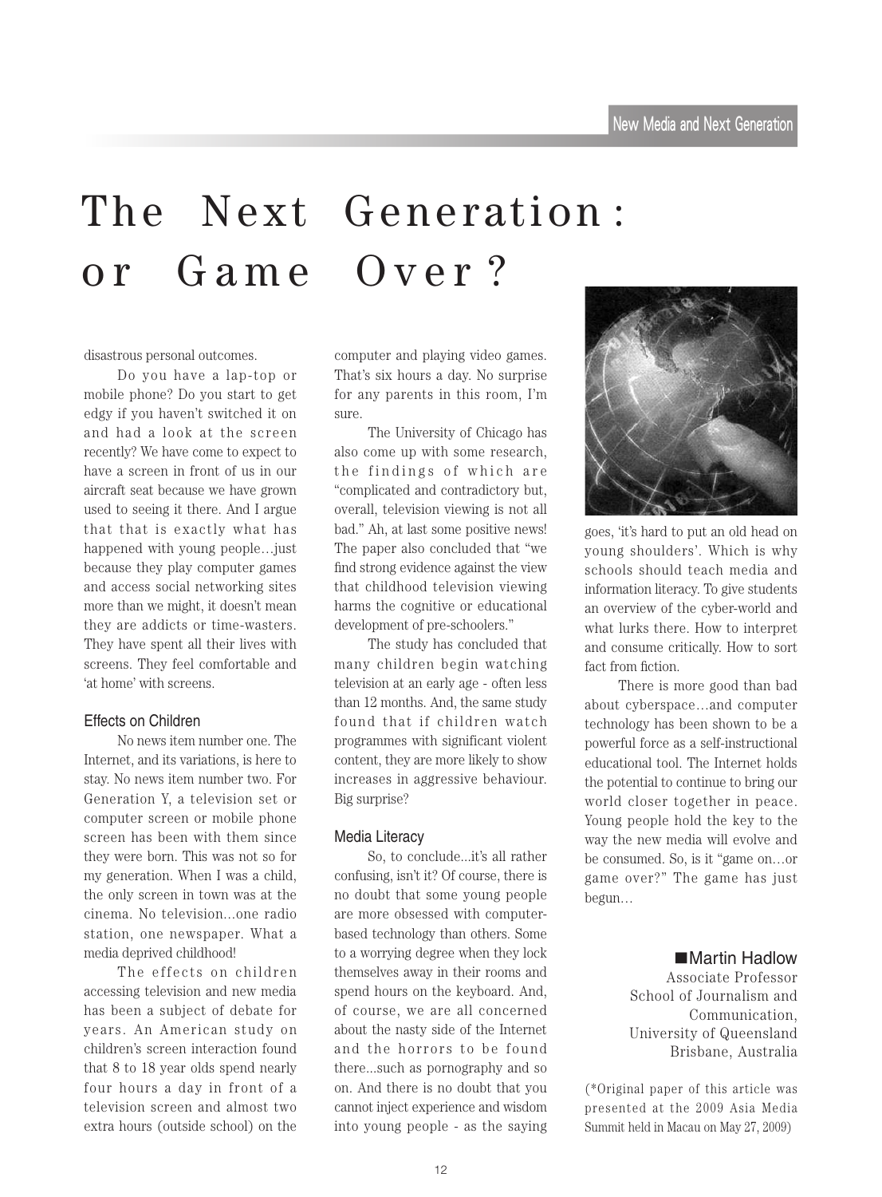# The Next Generation: or Game Over?

disastrous personal outcomes.

Do you have a lap-top or mobile phone? Do you start to get edgy if you haven't switched it on and had a look at the screen recently? We have come to expect to have a screen in front of us in our aircraft seat because we have grown used to seeing it there. And I argue that that is exactly what has happened with young people…just because they play computer games and access social networking sites more than we might, it doesn't mean they are addicts or time-wasters. They have spent all their lives with screens. They feel comfortable and 'at home' with screens.

### Effects on Children

No news item number one. The Internet, and its variations, is here to stay. No news item number two. For Generation Y, a television set or computer screen or mobile phone screen has been with them since they were born. This was not so for my generation. When I was a child, the only screen in town was at the cinema. No television…one radio station, one newspaper. What a media deprived childhood!

The effects on children accessing television and new media has been a subject of debate for years. An American study on children's screen interaction found that 8 to 18 year olds spend nearly four hours a day in front of a television screen and almost two extra hours (outside school) on the computer and playing video games. That's six hours a day. No surprise for any parents in this room, I'm sure.

The University of Chicago has also come up with some research, the findings of which are "complicated and contradictory but, overall, television viewing is not all bad." Ah, at last some positive news! The paper also concluded that "we find strong evidence against the view that childhood television viewing harms the cognitive or educational development of pre-schoolers."

The study has concluded that many children begin watching television at an early age - often less than 12 months. And, the same study found that if children watch programmes with significant violent content, they are more likely to show increases in aggressive behaviour. Big surprise?

### Media Literacy

So, to conclude...it's all rather confusing, isn't it? Of course, there is no doubt that some young people are more obsessed with computer-based technology than others. Some to a worrying degree when they lock themselves away in their rooms and spend hours on the keyboard. And, of course, we are all concerned about the nasty side of the Internet and the horrors to be found there...such as pornography and so on. And there is no doubt that you cannot inject experience and wisdom into young people - as the saying goes, 'it's hard to put an old head on young shoulders'. Which is why schools should teach media and information literacy. To give students an overview of the cyber-world and what lurks there. How to interpret and consume critically. How to sort fact from fiction.

There is more good than bad about cyberspace…and computer technology has been shown to be a powerful force as a self-instructional educational tool. The Internet holds the potential to continue to bring our world closer together in peace. Young people hold the key to the way the new media will evolve and be consumed. So, is it "game on…or game over?" The game has just begun…

■Martin Hadlow
Associate Professor
School of Journalism and Communication,
University of Queensland
Brisbane, Australia

(*Original paper of this article was presented at the 2009 Asia Media Summit held in Macau on May 27, 2009)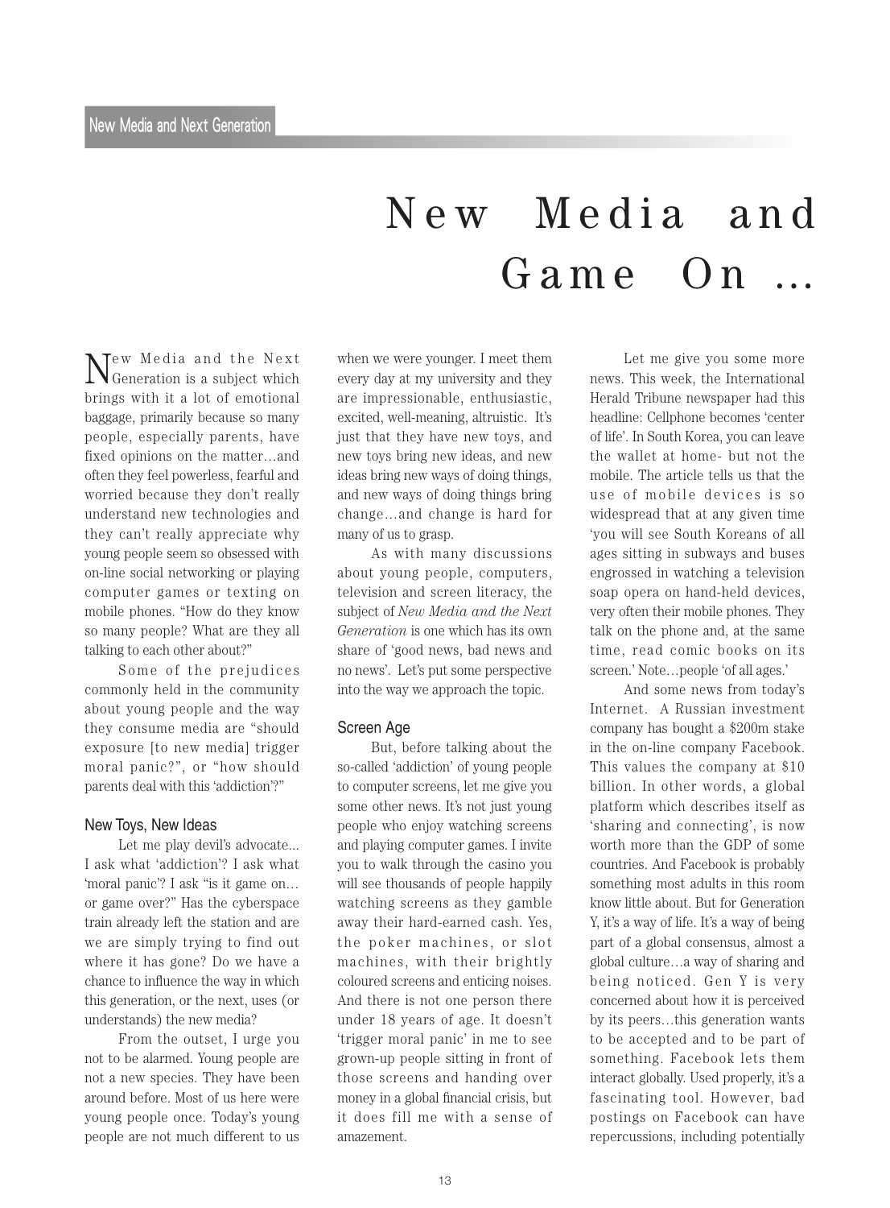# New Media and Game On …

New Media and the Next Generation is a subject which brings with it a lot of emotional baggage, primarily because so many people, especially parents, have fixed opinions on the matter…and often they feel powerless, fearful and worried because they don't really understand new technologies and they can't really appreciate why young people seem so obsessed with on-line social networking or playing computer games or texting on mobile phones. "How do they know so many people? What are they all talking to each other about?"

Some of the prejudices commonly held in the community about young people and the way they consume media are "should exposure [to new media] trigger moral panic?", or "how should parents deal with this 'addiction'?"

### New Toys, New Ideas

Let me play devil's advocate... I ask what 'addiction'? I ask what 'moral panic'? I ask "is it game on… or game over?" Has the cyberspace train already left the station and are we are simply trying to find out where it has gone? Do we have a chance to influence the way in which this generation, or the next, uses (or understands) the new media?

From the outset, I urge you not to be alarmed. Young people are not a new species. They have been around before. Most of us here were young people once. Today's young people are not much different to us when we were younger. I meet them every day at my university and they are impressionable, enthusiastic, excited, well-meaning, altruistic. It's just that they have new toys, and new toys bring new ideas, and new ideas bring new ways of doing things, and new ways of doing things bring change…and change is hard for many of us to grasp.

As with many discussions about young people, computers, television and screen literacy, the subject of *New Media and the Next Generation* is one which has its own share of 'good news, bad news and no news'. Let's put some perspective into the way we approach the topic.

### Screen Age

But, before talking about the so-called 'addiction' of young people to computer screens, let me give you some other news. It's not just young people who enjoy watching screens and playing computer games. I invite you to walk through the casino you will see thousands of people happily watching screens as they gamble away their hard-earned cash. Yes, the poker machines, or slot machines, with their brightly coloured screens and enticing noises. And there is not one person there under 18 years of age. It doesn't 'trigger moral panic' in me to see grown-up people sitting in front of those screens and handing over money in a global financial crisis, but it does fill me with a sense of amazement.

Let me give you some more news. This week, the International Herald Tribune newspaper had this headline: Cellphone becomes 'center of life'. In South Korea, you can leave the wallet at home- but not the mobile. The article tells us that the use of mobile devices is so widespread that at any given time 'you will see South Koreans of all ages sitting in subways and buses engrossed in watching a television soap opera on hand-held devices, very often their mobile phones. They talk on the phone and, at the same time, read comic books on its screen.' Note…people 'of all ages.'

And some news from today's Internet. A Russian investment company has bought a $200m stake in the on-line company Facebook. This values the company at $10 billion. In other words, a global platform which describes itself as 'sharing and connecting', is now worth more than the GDP of some countries. And Facebook is probably something most adults in this room know little about. But for Generation Y, it's a way of life. It's a way of being part of a global consensus, almost a global culture…a way of sharing and being noticed. Gen Y is very concerned about how it is perceived by its peers…this generation wants to be accepted and to be part of something. Facebook lets them interact globally. Used properly, it's a fascinating tool. However, bad postings on Facebook can have repercussions, including potentially